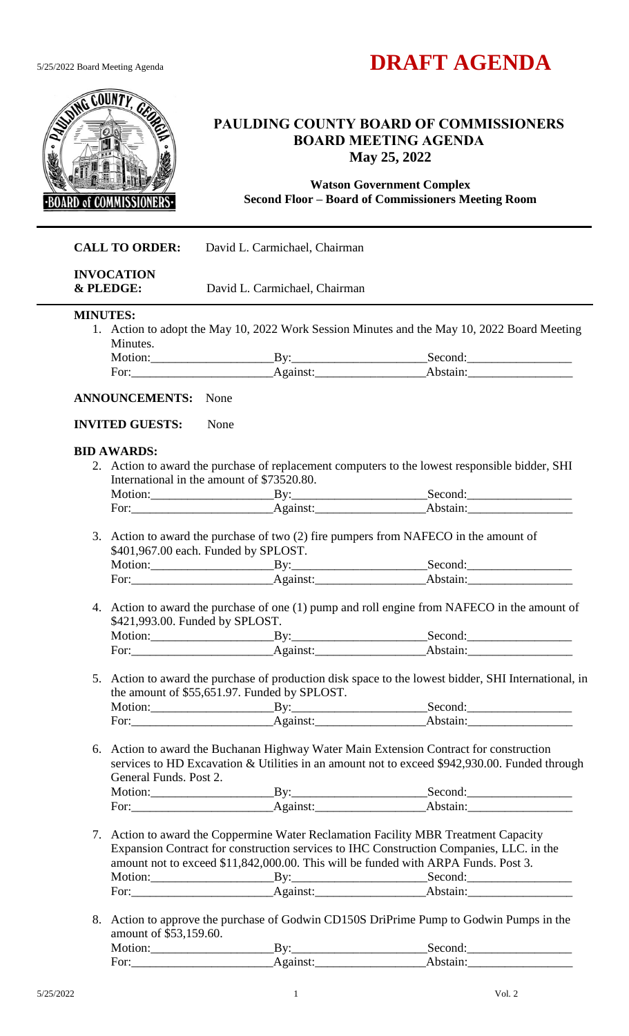# DRAFT AGENDA

## PAULDING COUNTY BOARD OF COMMISSIONERS
## BOARD MEETING AGENDA
## May 25, 2022

**Watson Government Complex**
**Second Floor – Board of Commissioners Meeting Room**

---

**CALL TO ORDER:** David L. Carmichael, Chairman

**INVOCATION & PLEDGE:** David L. Carmichael, Chairman

---

**MINUTES:**

1. Action to adopt the May 10, 2022 Work Session Minutes and the May 10, 2022 Board Meeting Minutes.
   Motion:____________________By:______________________Second:_________________
   For:_______________________Against:__________________Abstain:_________________

**ANNOUNCEMENTS:** None

**INVITED GUESTS:** None

**BID AWARDS:**

2. Action to award the purchase of replacement computers to the lowest responsible bidder, SHI International in the amount of $73520.80.
   Motion:____________________By:______________________Second:_________________
   For:_______________________Against:__________________Abstain:_________________

3. Action to award the purchase of two (2) fire pumpers from NAFECO in the amount of $401,967.00 each. Funded by SPLOST.
   Motion:____________________By:______________________Second:_________________
   For:_______________________Against:__________________Abstain:_________________

4. Action to award the purchase of one (1) pump and roll engine from NAFECO in the amount of $421,993.00. Funded by SPLOST.
   Motion:____________________By:______________________Second:_________________
   For:_______________________Against:__________________Abstain:_________________

5. Action to award the purchase of production disk space to the lowest bidder, SHI International, in the amount of $55,651.97. Funded by SPLOST.
   Motion:____________________By:______________________Second:_________________
   For:_______________________Against:__________________Abstain:_________________

6. Action to award the Buchanan Highway Water Main Extension Contract for construction services to HD Excavation & Utilities in an amount not to exceed $942,930.00. Funded through General Funds. Post 2.
   Motion:____________________By:______________________Second:_________________
   For:_______________________Against:__________________Abstain:_________________

7. Action to award the Coppermine Water Reclamation Facility MBR Treatment Capacity Expansion Contract for construction services to IHC Construction Companies, LLC. in the amount not to exceed $11,842,000.00. This will be funded with ARPA Funds. Post 3.
   Motion:____________________By:______________________Second:_________________
   For:_______________________Against:__________________Abstain:_________________

8. Action to approve the purchase of Godwin CD150S DriPrime Pump to Godwin Pumps in the amount of $53,159.60.
   Motion:____________________By:______________________Second:_________________
   For:_______________________Against:__________________Abstain:_________________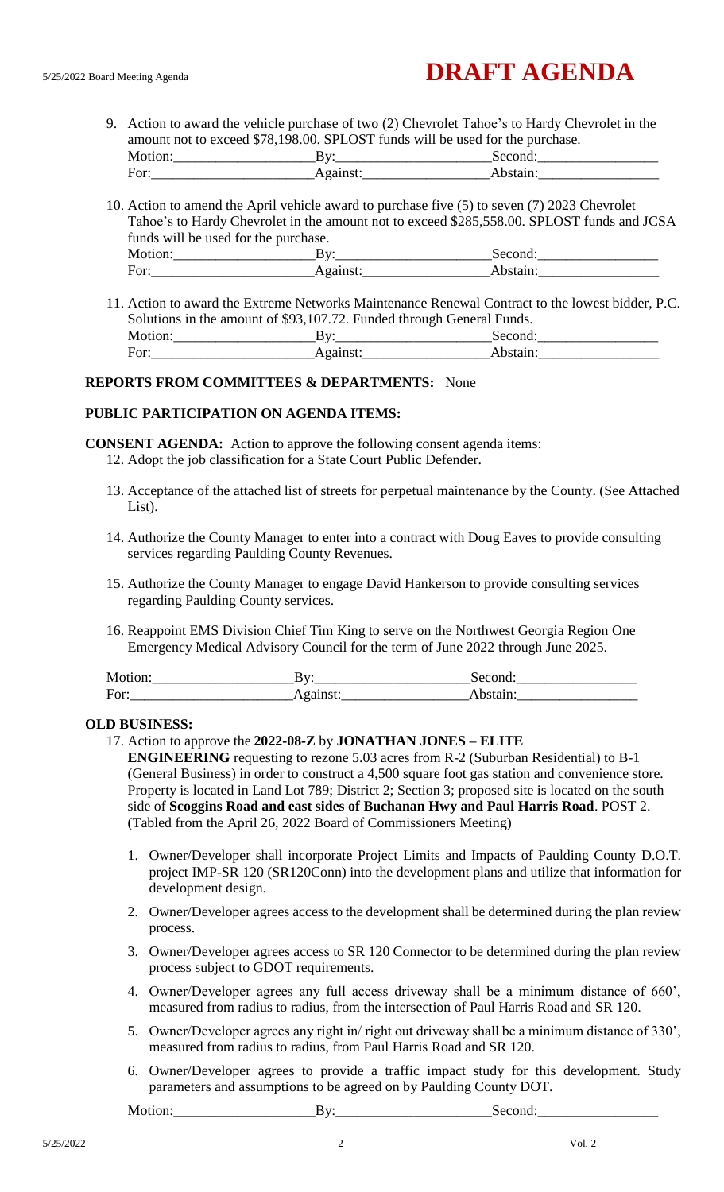# DRAFT AGENDA

9. Action to award the vehicle purchase of two (2) Chevrolet Tahoe's to Hardy Chevrolet in the amount not to exceed $78,198.00. SPLOST funds will be used for the purchase.

   Motion:____________________By:______________________Second:_________________
   For:______________________Against:_________________Abstain:_________________

10. Action to amend the April vehicle award to purchase five (5) to seven (7) 2023 Chevrolet Tahoe's to Hardy Chevrolet in the amount not to exceed $285,558.00. SPLOST funds and JCSA funds will be used for the purchase.

    Motion:____________________By:______________________Second:_________________
    For:______________________Against:_________________Abstain:_________________

11. Action to award the Extreme Networks Maintenance Renewal Contract to the lowest bidder, P.C. Solutions in the amount of $93,107.72. Funded through General Funds.

    Motion:____________________By:______________________Second:_________________
    For:______________________Against:_________________Abstain:_________________

**REPORTS FROM COMMITTEES & DEPARTMENTS:** None

**PUBLIC PARTICIPATION ON AGENDA ITEMS:**

**CONSENT AGENDA:** Action to approve the following consent agenda items:

12. Adopt the job classification for a State Court Public Defender.

13. Acceptance of the attached list of streets for perpetual maintenance by the County. (See Attached List).

14. Authorize the County Manager to enter into a contract with Doug Eaves to provide consulting services regarding Paulding County Revenues.

15. Authorize the County Manager to engage David Hankerson to provide consulting services regarding Paulding County services.

16. Reappoint EMS Division Chief Tim King to serve on the Northwest Georgia Region One Emergency Medical Advisory Council for the term of June 2022 through June 2025.

Motion:____________________By:______________________Second:_________________
For:______________________Against:_________________Abstain:_________________

**OLD BUSINESS:**

17. Action to approve the **2022-08-Z** by **JONATHAN JONES – ELITE ENGINEERING** requesting to rezone 5.03 acres from R-2 (Suburban Residential) to B-1 (General Business) in order to construct a 4,500 square foot gas station and convenience store. Property is located in Land Lot 789; District 2; Section 3; proposed site is located on the south side of **Scoggins Road and east sides of Buchanan Hwy and Paul Harris Road**. POST 2. (Tabled from the April 26, 2022 Board of Commissioners Meeting)

    1. Owner/Developer shall incorporate Project Limits and Impacts of Paulding County D.O.T. project IMP-SR 120 (SR120Conn) into the development plans and utilize that information for development design.
    2. Owner/Developer agrees access to the development shall be determined during the plan review process.
    3. Owner/Developer agrees access to SR 120 Connector to be determined during the plan review process subject to GDOT requirements.
    4. Owner/Developer agrees any full access driveway shall be a minimum distance of 660', measured from radius to radius, from the intersection of Paul Harris Road and SR 120.
    5. Owner/Developer agrees any right in/ right out driveway shall be a minimum distance of 330', measured from radius to radius, from Paul Harris Road and SR 120.
    6. Owner/Developer agrees to provide a traffic impact study for this development. Study parameters and assumptions to be agreed on by Paulding County DOT.

    Motion:____________________By:______________________Second:_________________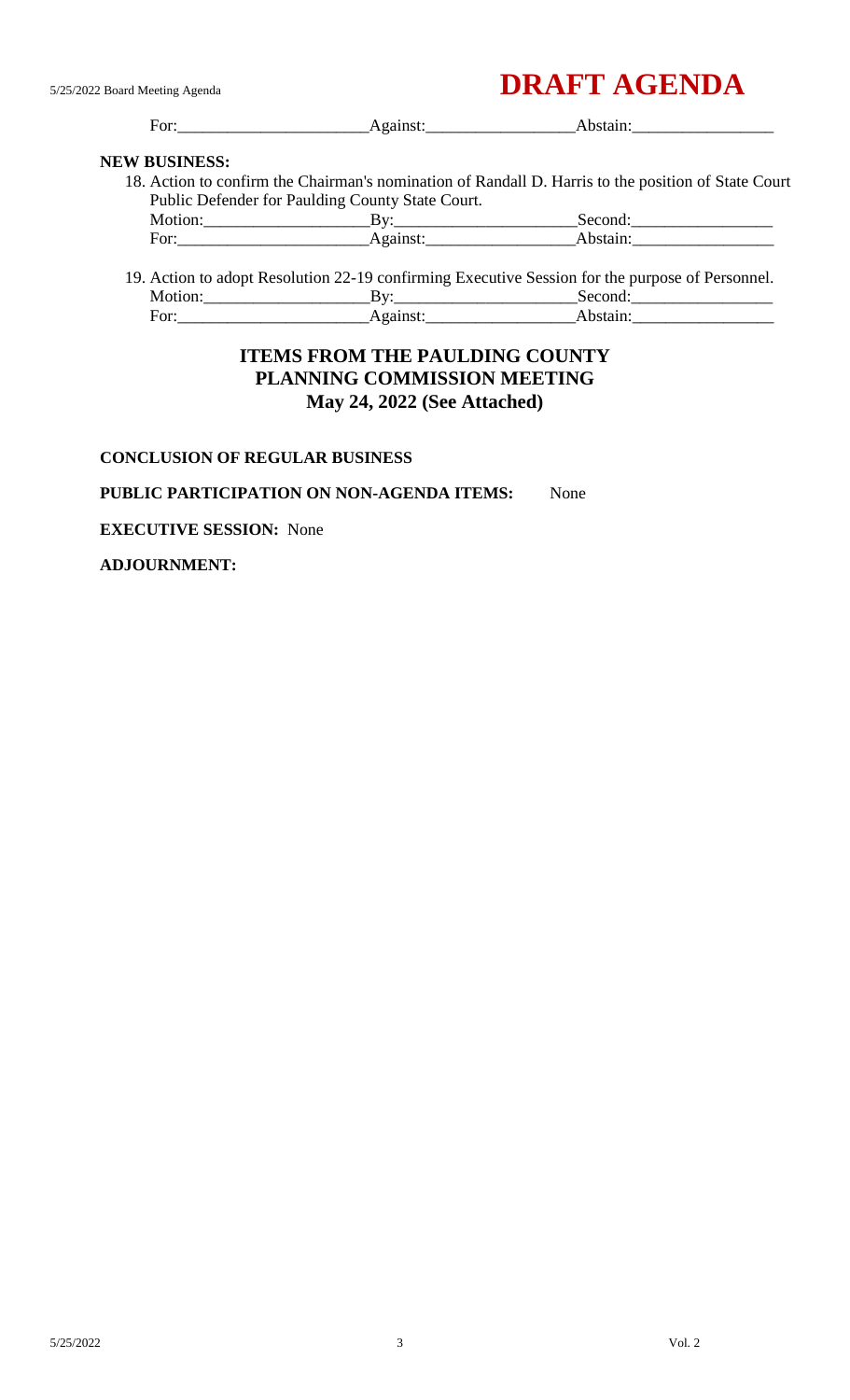For:\_\_\_\_\_\_\_\_\_\_\_\_\_\_\_\_\_\_\_\_\_\_Against:\_\_\_\_\_\_\_\_\_\_\_\_\_\_\_\_\_\_Abstain:\_\_\_\_\_\_\_\_\_\_\_\_\_\_\_\_\_

**NEW BUSINESS:**

18. Action to confirm the Chairman's nomination of Randall D. Harris to the position of State Court Public Defender for Paulding County State Court.

    Motion:\_\_\_\_\_\_\_\_\_\_\_\_\_\_\_\_\_\_\_\_By:\_\_\_\_\_\_\_\_\_\_\_\_\_\_\_\_\_\_\_\_\_\_Second:\_\_\_\_\_\_\_\_\_\_\_\_\_\_\_\_\_

    For:\_\_\_\_\_\_\_\_\_\_\_\_\_\_\_\_\_\_\_\_\_\_Against:\_\_\_\_\_\_\_\_\_\_\_\_\_\_\_\_\_\_Abstain:\_\_\_\_\_\_\_\_\_\_\_\_\_\_\_\_\_

19. Action to adopt Resolution 22-19 confirming Executive Session for the purpose of Personnel.

    Motion:\_\_\_\_\_\_\_\_\_\_\_\_\_\_\_\_\_\_\_\_By:\_\_\_\_\_\_\_\_\_\_\_\_\_\_\_\_\_\_\_\_\_\_Second:\_\_\_\_\_\_\_\_\_\_\_\_\_\_\_\_\_

    For:\_\_\_\_\_\_\_\_\_\_\_\_\_\_\_\_\_\_\_\_\_\_Against:\_\_\_\_\_\_\_\_\_\_\_\_\_\_\_\_\_\_Abstain:\_\_\_\_\_\_\_\_\_\_\_\_\_\_\_\_\_

## ITEMS FROM THE PAULDING COUNTY PLANNING COMMISSION MEETING May 24, 2022 (See Attached)

**CONCLUSION OF REGULAR BUSINESS**

**PUBLIC PARTICIPATION ON NON-AGENDA ITEMS:** None

**EXECUTIVE SESSION:** None

**ADJOURNMENT:**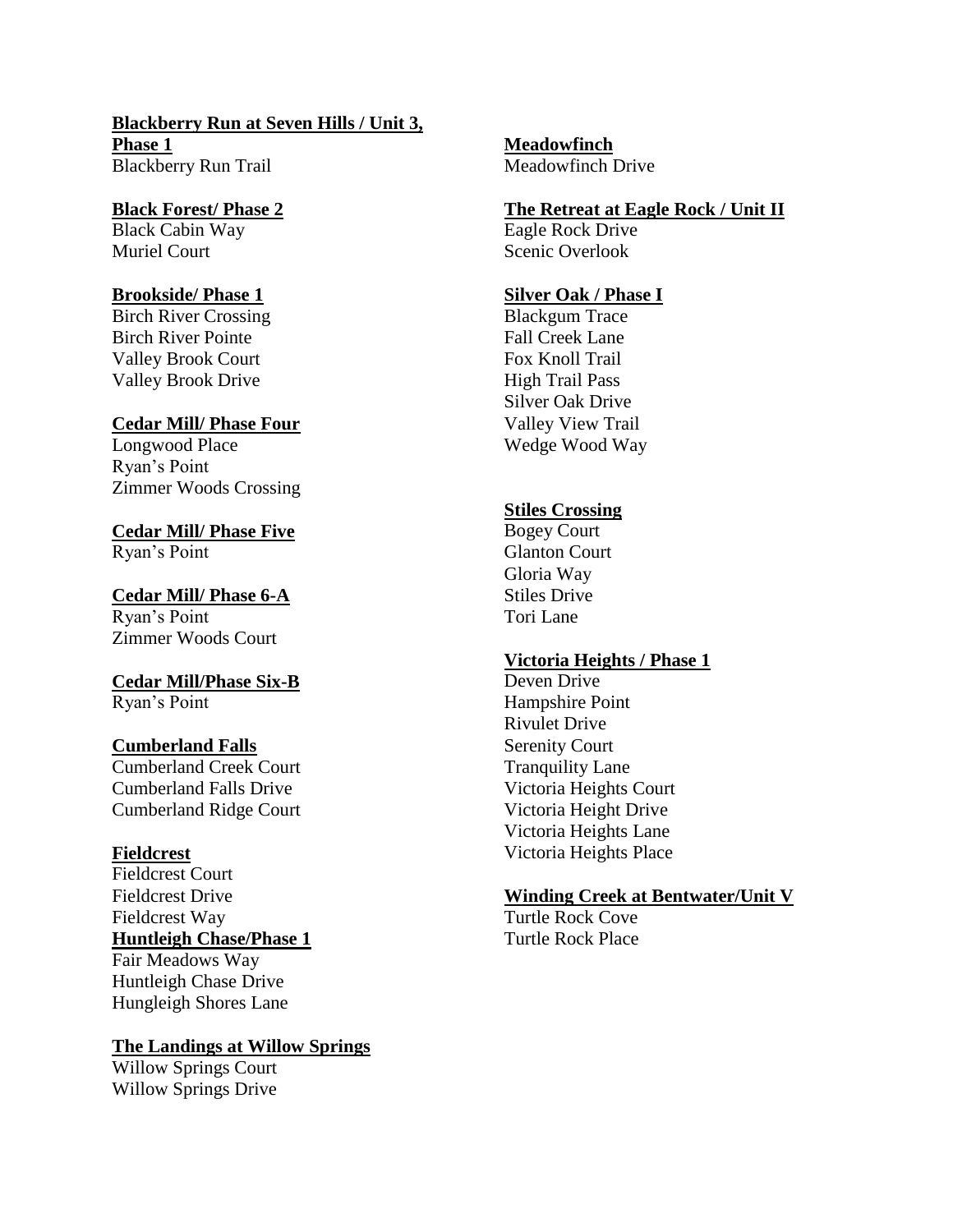**Blackberry Run at Seven Hills / Unit 3, Phase 1**
Blackberry Run Trail

**Black Forest/ Phase 2**
Black Cabin Way
Muriel Court

**Brookside/ Phase 1**
Birch River Crossing
Birch River Pointe
Valley Brook Court
Valley Brook Drive

**Cedar Mill/ Phase Four**
Longwood Place
Ryan's Point
Zimmer Woods Crossing

**Cedar Mill/ Phase Five**
Ryan's Point

**Cedar Mill/ Phase 6-A**
Ryan's Point
Zimmer Woods Court

**Cedar Mill/Phase Six-B**
Ryan's Point

**Cumberland Falls**
Cumberland Creek Court
Cumberland Falls Drive
Cumberland Ridge Court

**Fieldcrest**
Fieldcrest Court
Fieldcrest Drive
Fieldcrest Way

**Huntleigh Chase/Phase 1**
Fair Meadows Way
Huntleigh Chase Drive
Hungleigh Shores Lane

**The Landings at Willow Springs**
Willow Springs Court
Willow Springs Drive

**Meadowfinch**
Meadowfinch Drive

**The Retreat at Eagle Rock / Unit II**
Eagle Rock Drive
Scenic Overlook

**Silver Oak / Phase I**
Blackgum Trace
Fall Creek Lane
Fox Knoll Trail
High Trail Pass
Silver Oak Drive
Valley View Trail
Wedge Wood Way

**Stiles Crossing**
Bogey Court
Glanton Court
Gloria Way
Stiles Drive
Tori Lane

**Victoria Heights / Phase 1**
Deven Drive
Hampshire Point
Rivulet Drive
Serenity Court
Tranquility Lane
Victoria Heights Court
Victoria Height Drive
Victoria Heights Lane
Victoria Heights Place

**Winding Creek at Bentwater/Unit V**
Turtle Rock Cove
Turtle Rock Place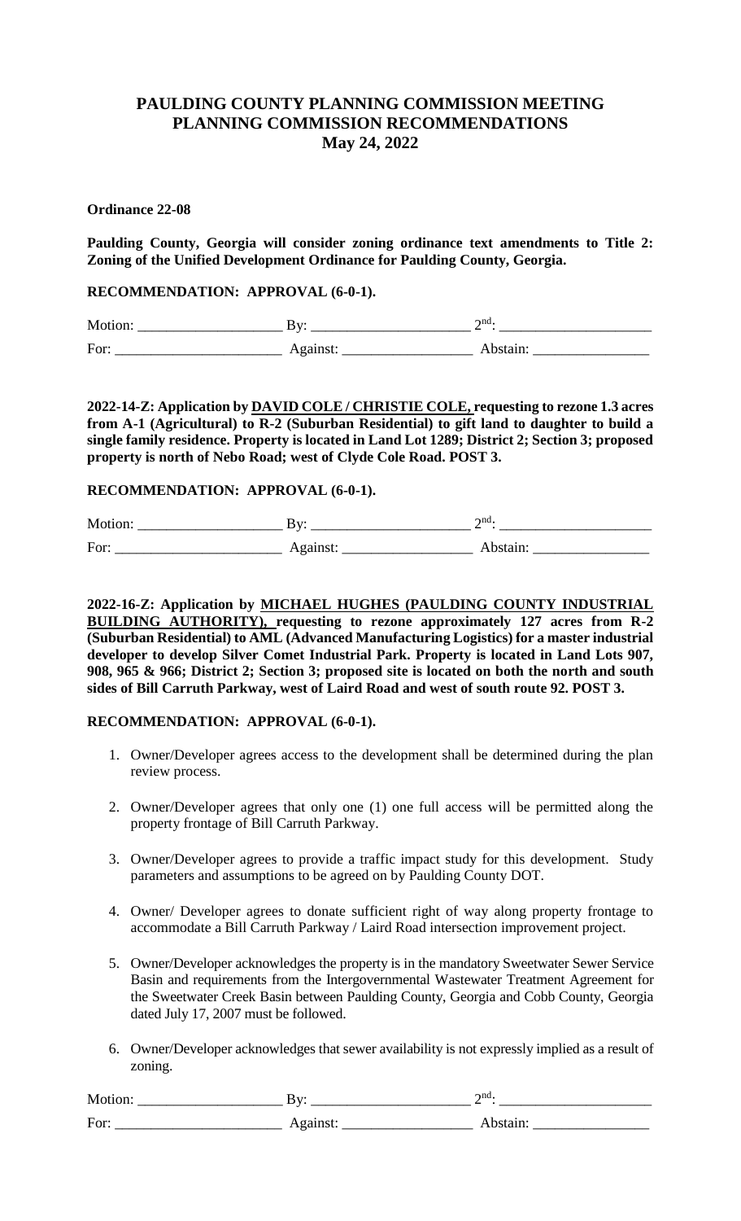# PAULDING COUNTY PLANNING COMMISSION MEETING
# PLANNING COMMISSION RECOMMENDATIONS
# May 24, 2022

**Ordinance 22-08**

**Paulding County, Georgia will consider zoning ordinance text amendments to Title 2: Zoning of the Unified Development Ordinance for Paulding County, Georgia.**

**RECOMMENDATION: APPROVAL (6-0-1).**

Motion: ____________________ By: ______________________ 2nd: _____________________

For: _______________________ Against: __________________ Abstain: ________________

**2022-14-Z: Application by <u>DAVID COLE / CHRISTIE COLE,</u> requesting to rezone 1.3 acres from A-1 (Agricultural) to R-2 (Suburban Residential) to gift land to daughter to build a single family residence. Property is located in Land Lot 1289; District 2; Section 3; proposed property is north of Nebo Road; west of Clyde Cole Road. POST 3.**

**RECOMMENDATION: APPROVAL (6-0-1).**

Motion: ____________________ By: ______________________ 2nd: _____________________

For: _______________________ Against: __________________ Abstain: ________________

**2022-16-Z: Application by <u>MICHAEL HUGHES (PAULDING COUNTY INDUSTRIAL BUILDING AUTHORITY),</u> requesting to rezone approximately 127 acres from R-2 (Suburban Residential) to AML (Advanced Manufacturing Logistics) for a master industrial developer to develop Silver Comet Industrial Park. Property is located in Land Lots 907, 908, 965 & 966; District 2; Section 3; proposed site is located on both the north and south sides of Bill Carruth Parkway, west of Laird Road and west of south route 92. POST 3.**

**RECOMMENDATION: APPROVAL (6-0-1).**

1. Owner/Developer agrees access to the development shall be determined during the plan review process.
2. Owner/Developer agrees that only one (1) one full access will be permitted along the property frontage of Bill Carruth Parkway.
3. Owner/Developer agrees to provide a traffic impact study for this development. Study parameters and assumptions to be agreed on by Paulding County DOT.
4. Owner/ Developer agrees to donate sufficient right of way along property frontage to accommodate a Bill Carruth Parkway / Laird Road intersection improvement project.
5. Owner/Developer acknowledges the property is in the mandatory Sweetwater Sewer Service Basin and requirements from the Intergovernmental Wastewater Treatment Agreement for the Sweetwater Creek Basin between Paulding County, Georgia and Cobb County, Georgia dated July 17, 2007 must be followed.
6. Owner/Developer acknowledges that sewer availability is not expressly implied as a result of zoning.

Motion: ____________________ By: ______________________ 2nd: _____________________

For: _______________________ Against: __________________ Abstain: ________________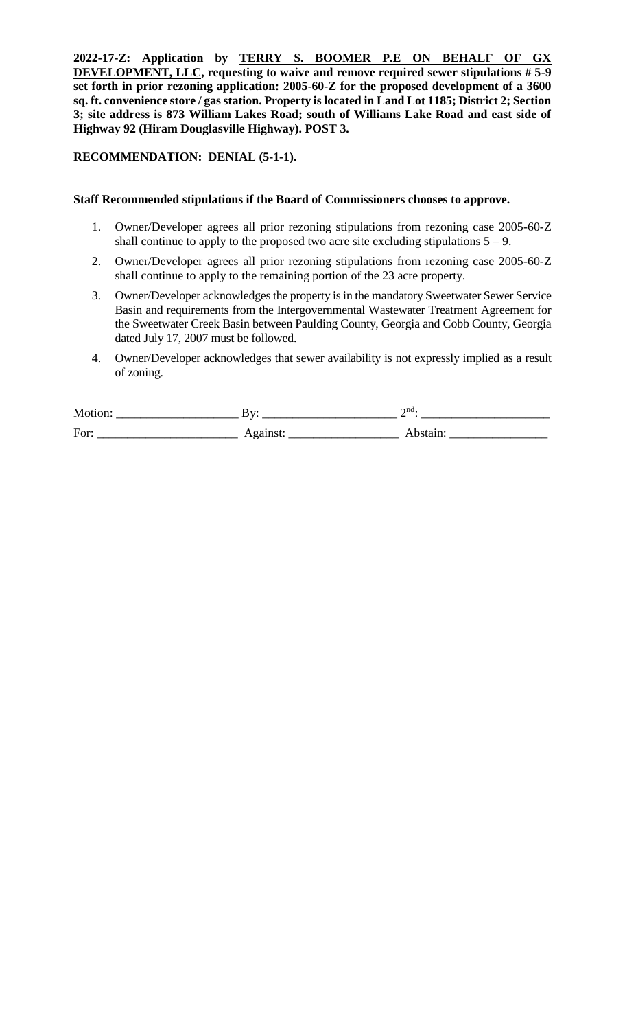**2022-17-Z: Application by TERRY S. BOOMER P.E ON BEHALF OF GX DEVELOPMENT, LLC, requesting to waive and remove required sewer stipulations # 5-9 set forth in prior rezoning application: 2005-60-Z for the proposed development of a 3600 sq. ft. convenience store / gas station. Property is located in Land Lot 1185; District 2; Section 3; site address is 873 William Lakes Road; south of Williams Lake Road and east side of Highway 92 (Hiram Douglasville Highway). POST 3.**

**RECOMMENDATION: DENIAL (5-1-1).**

**Staff Recommended stipulations if the Board of Commissioners chooses to approve.**

1. Owner/Developer agrees all prior rezoning stipulations from rezoning case 2005-60-Z shall continue to apply to the proposed two acre site excluding stipulations 5 – 9.
2. Owner/Developer agrees all prior rezoning stipulations from rezoning case 2005-60-Z shall continue to apply to the remaining portion of the 23 acre property.
3. Owner/Developer acknowledges the property is in the mandatory Sweetwater Sewer Service Basin and requirements from the Intergovernmental Wastewater Treatment Agreement for the Sweetwater Creek Basin between Paulding County, Georgia and Cobb County, Georgia dated July 17, 2007 must be followed.
4. Owner/Developer acknowledges that sewer availability is not expressly implied as a result of zoning.

Motion: ___________________ By: _____________________ 2nd: ____________________

For: ______________________ Against: _________________ Abstain: _______________